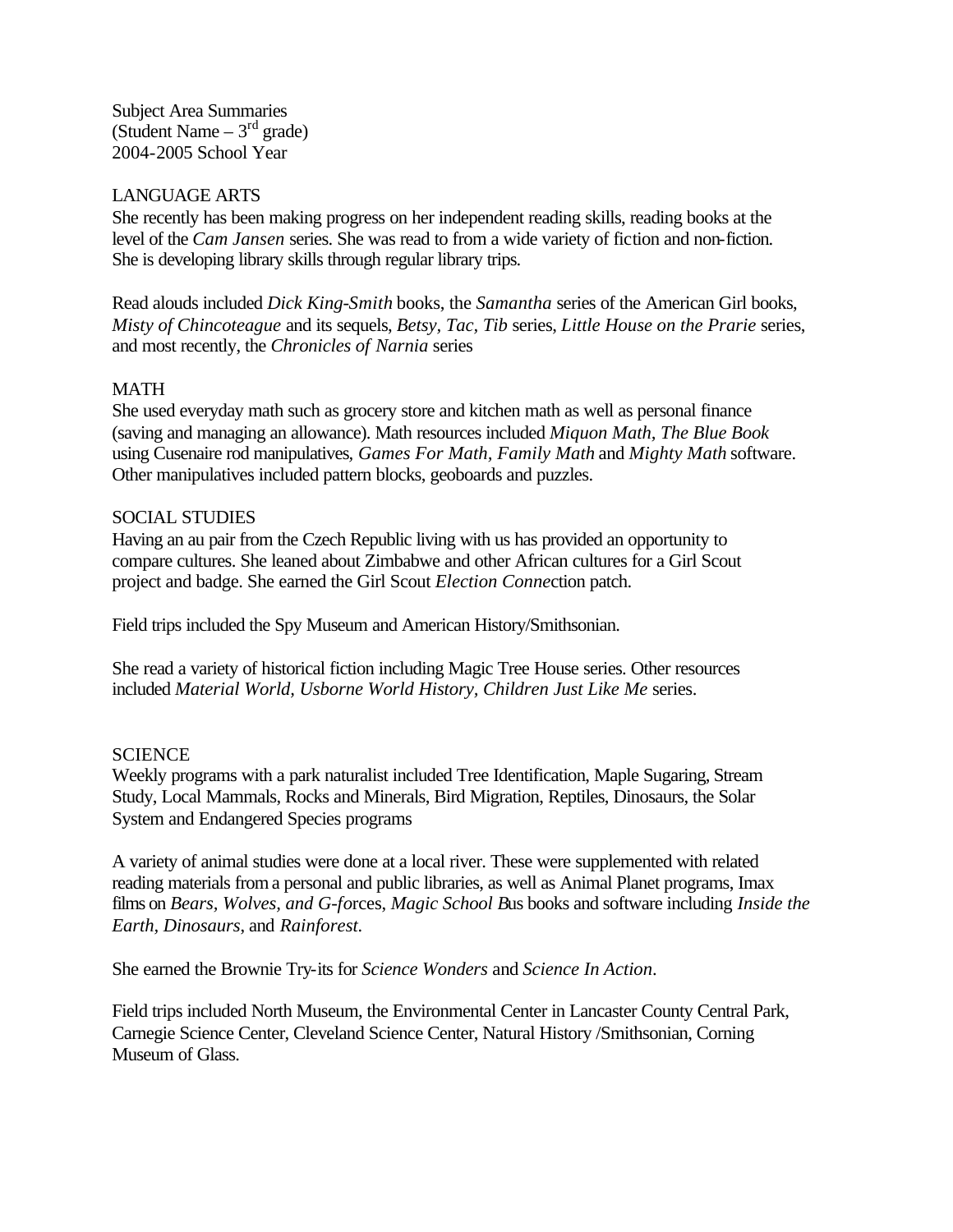Subject Area Summaries
(Student Name – 3rd grade)
2004-2005 School Year

LANGUAGE ARTS

She recently has been making progress on her independent reading skills, reading books at the level of the *Cam Jansen* series. She was read to from a wide variety of fiction and non-fiction. She is developing library skills through regular library trips.

Read alouds included *Dick King-Smith* books, the *Samantha* series of the American Girl books, *Misty of Chincoteague* and its sequels, *Betsy, Tac, Tib* series, *Little House on the Prarie* series, and most recently, the *Chronicles of Narnia* series

MATH

She used everyday math such as grocery store and kitchen math as well as personal finance (saving and managing an allowance). Math resources included *Miquon Math, The Blue Book* using Cusenaire rod manipulatives, *Games For Math, Family Math* and *Mighty Math* software. Other manipulatives included pattern blocks, geoboards and puzzles.

SOCIAL STUDIES

Having an au pair from the Czech Republic living with us has provided an opportunity to compare cultures. She leaned about Zimbabwe and other African cultures for a Girl Scout project and badge. She earned the Girl Scout *Election Connec*tion patch.

Field trips included the Spy Museum and American History/Smithsonian.

She read a variety of historical fiction including Magic Tree House series. Other resources included *Material World, Usborne World History, Children Just Like Me* series.

SCIENCE

Weekly programs with a park naturalist included Tree Identification, Maple Sugaring, Stream Study, Local Mammals, Rocks and Minerals, Bird Migration, Reptiles, Dinosaurs, the Solar System and Endangered Species programs

A variety of animal studies were done at a local river. These were supplemented with related reading materials from a personal and public libraries, as well as Animal Planet programs, Imax films on *Bears, Wolves, and G-fo*rces, *Magic School B*us books and software including *Inside the Earth, Dinosaurs,* and *Rainforest.*

She earned the Brownie Try-its for *Science Wonders* and *Science In Action*.

Field trips included North Museum, the Environmental Center in Lancaster County Central Park, Carnegie Science Center, Cleveland Science Center, Natural History /Smithsonian, Corning Museum of Glass.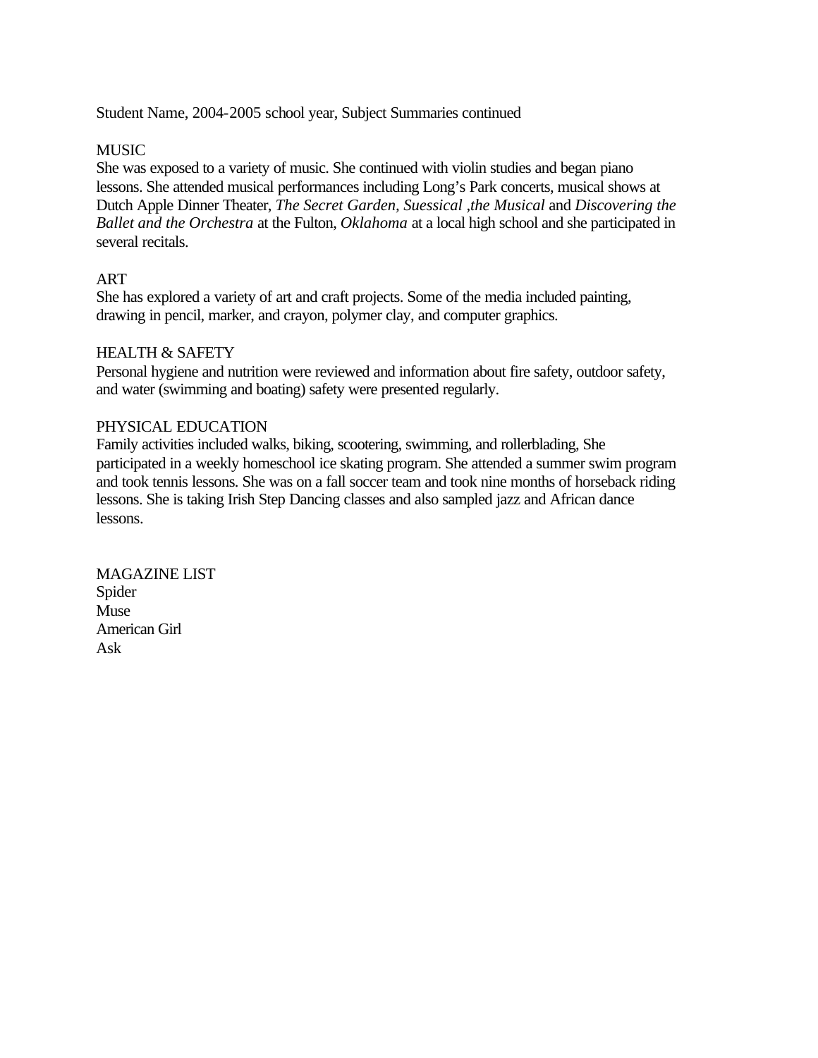Student Name, 2004-2005 school year, Subject Summaries continued

## MUSIC

She was exposed to a variety of music. She continued with violin studies and began piano lessons. She attended musical performances including Long's Park concerts, musical shows at Dutch Apple Dinner Theater, *The Secret Garden, Suessical ,the Musical* and *Discovering the Ballet and the Orchestra* at the Fulton, *Oklahoma* at a local high school and she participated in several recitals.

## ART

She has explored a variety of art and craft projects. Some of the media included painting, drawing in pencil, marker, and crayon, polymer clay, and computer graphics.

## HEALTH & SAFETY

Personal hygiene and nutrition were reviewed and information about fire safety, outdoor safety, and water (swimming and boating) safety were presented regularly.

## PHYSICAL EDUCATION

Family activities included walks, biking, scootering, swimming, and rollerblading, She participated in a weekly homeschool ice skating program. She attended a summer swim program and took tennis lessons. She was on a fall soccer team and took nine months of horseback riding lessons. She is taking Irish Step Dancing classes and also sampled jazz and African dance lessons.

## MAGAZINE LIST

Spider
Muse
American Girl
Ask